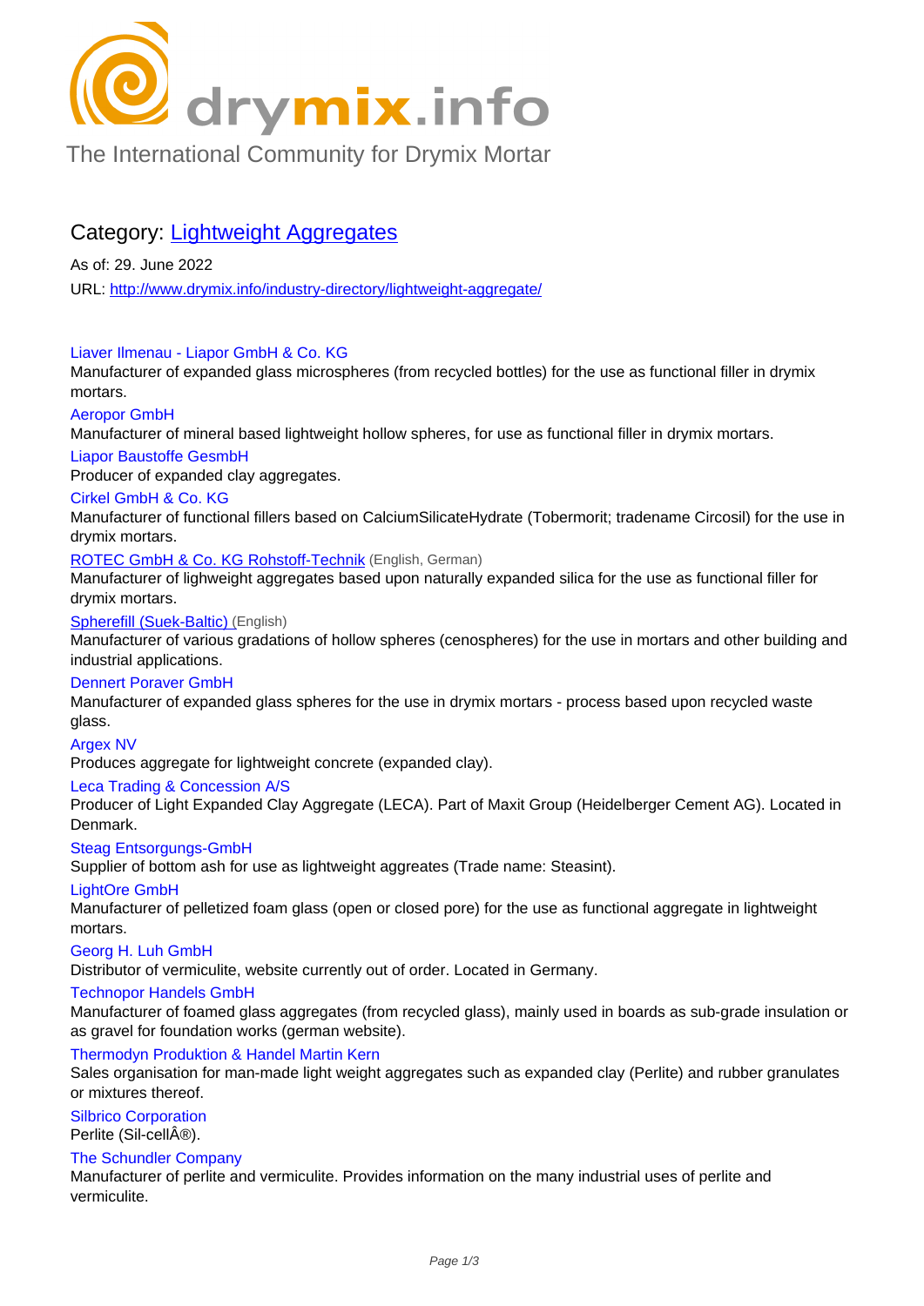drymix.info

The International Community for Drymix Mortar

## Category: [Lightweight Aggregates](http://www.drymix.info/industry-directory/lightweight-aggregate/)

As of: 29. June 2022

URL: http://www.drymix.info/industry-directory/lightweight-aggregate/

Liaver Ilmenau - Liapor GmbH & Co. KG
Manufacturer of expanded glass microspheres (from recycled bottles) for the use as functional filler in drymix mortars.

Aeropor GmbH
Manufacturer of mineral based lightweight hollow spheres, for use as functional filler in drymix mortars.

Liapor Baustoffe GesmbH
Producer of expanded clay aggregates.

Cirkel GmbH & Co. KG
Manufacturer of functional fillers based on CalciumSilicateHydrate (Tobermorit; tradename Circosil) for the use in drymix mortars.

ROTEC GmbH & Co. KG Rohstoff-Technik (English, German)
Manufacturer of lighweight aggregates based upon naturally expanded silica for the use as functional filler for drymix mortars.

Spherefill (Suek-Baltic) (English)
Manufacturer of various gradations of hollow spheres (cenospheres) for the use in mortars and other building and industrial applications.

Dennert Poraver GmbH
Manufacturer of expanded glass spheres for the use in drymix mortars - process based upon recycled waste glass.

Argex NV
Produces aggregate for lightweight concrete (expanded clay).

Leca Trading & Concession A/S
Producer of Light Expanded Clay Aggregate (LECA). Part of Maxit Group (Heidelberger Cement AG). Located in Denmark.

Steag Entsorgungs-GmbH
Supplier of bottom ash for use as lightweight aggreates (Trade name: Steasint).

LightOre GmbH
Manufacturer of pelletized foam glass (open or closed pore) for the use as functional aggregate in lightweight mortars.

Georg H. Luh GmbH
Distributor of vermiculite, website currently out of order. Located in Germany.

Technopor Handels GmbH
Manufacturer of foamed glass aggregates (from recycled glass), mainly used in boards as sub-grade insulation or as gravel for foundation works (german website).

Thermodyn Produktion & Handel Martin Kern
Sales organisation for man-made light weight aggregates such as expanded clay (Perlite) and rubber granulates or mixtures thereof.

Silbrico Corporation
Perlite (Sil-cellÂ®).

The Schundler Company
Manufacturer of perlite and vermiculite. Provides information on the many industrial uses of perlite and vermiculite.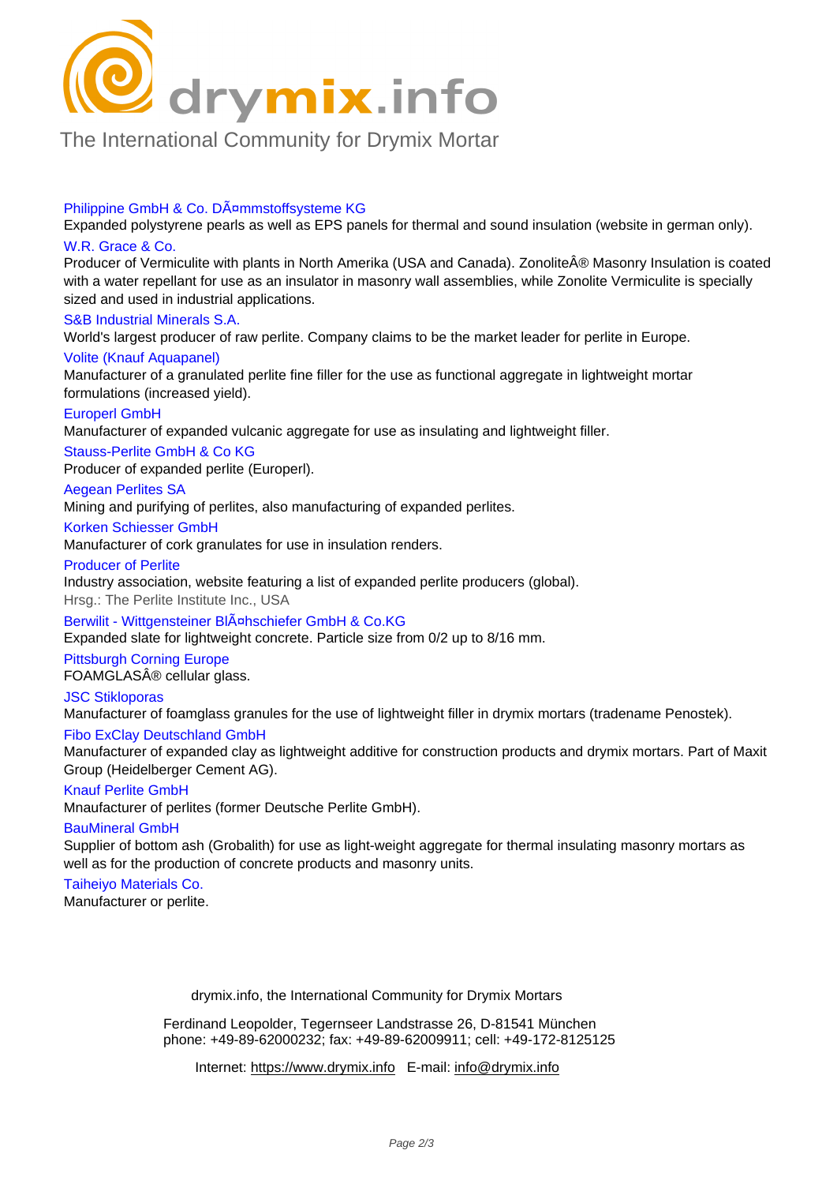drymix.info

The International Community for Drymix Mortar

Philippine GmbH & Co. DÃ¤mmstoffsysteme KG

Expanded polystyrene pearls as well as EPS panels for thermal and sound insulation (website in german only).

W.R. Grace & Co.

Producer of Vermiculite with plants in North Amerika (USA and Canada). ZonoliteÂ® Masonry Insulation is coated with a water repellant for use as an insulator in masonry wall assemblies, while Zonolite Vermiculite is specially sized and used in industrial applications.

S&B Industrial Minerals S.A.

World's largest producer of raw perlite. Company claims to be the market leader for perlite in Europe.

Volite (Knauf Aquapanel)

Manufacturer of a granulated perlite fine filler for the use as functional aggregate in lightweight mortar formulations (increased yield).

Europerl GmbH

Manufacturer of expanded vulcanic aggregate for use as insulating and lightweight filler.

Stauss-Perlite GmbH & Co KG

Producer of expanded perlite (Europerl).

Aegean Perlites SA

Mining and purifying of perlites, also manufacturing of expanded perlites.

Korken Schiesser GmbH

Manufacturer of cork granulates for use in insulation renders.

Producer of Perlite

Industry association, website featuring a list of expanded perlite producers (global).

Hrsg.: The Perlite Institute Inc., USA

Berwilit - Wittgensteiner BlÃ¤hschiefer GmbH & Co.KG

Expanded slate for lightweight concrete. Particle size from 0/2 up to 8/16 mm.

Pittsburgh Corning Europe

FOAMGLASÂ® cellular glass.

JSC Stikloporas

Manufacturer of foamglass granules for the use of lightweight filler in drymix mortars (tradename Penostek).

Fibo ExClay Deutschland GmbH

Manufacturer of expanded clay as lightweight additive for construction products and drymix mortars. Part of Maxit Group (Heidelberger Cement AG).

Knauf Perlite GmbH

Mnaufacturer of perlites (former Deutsche Perlite GmbH).

BauMineral GmbH

Supplier of bottom ash (Grobalith) for use as light-weight aggregate for thermal insulating masonry mortars as well as for the production of concrete products and masonry units.

Taiheiyo Materials Co.

Manufacturer or perlite.

drymix.info, the International Community for Drymix Mortars

Ferdinand Leopolder, Tegernseer Landstrasse 26, D-81541 München
phone: +49-89-62000232; fax: +49-89-62009911; cell: +49-172-8125125

Internet: https://www.drymix.info E-mail: info@drymix.info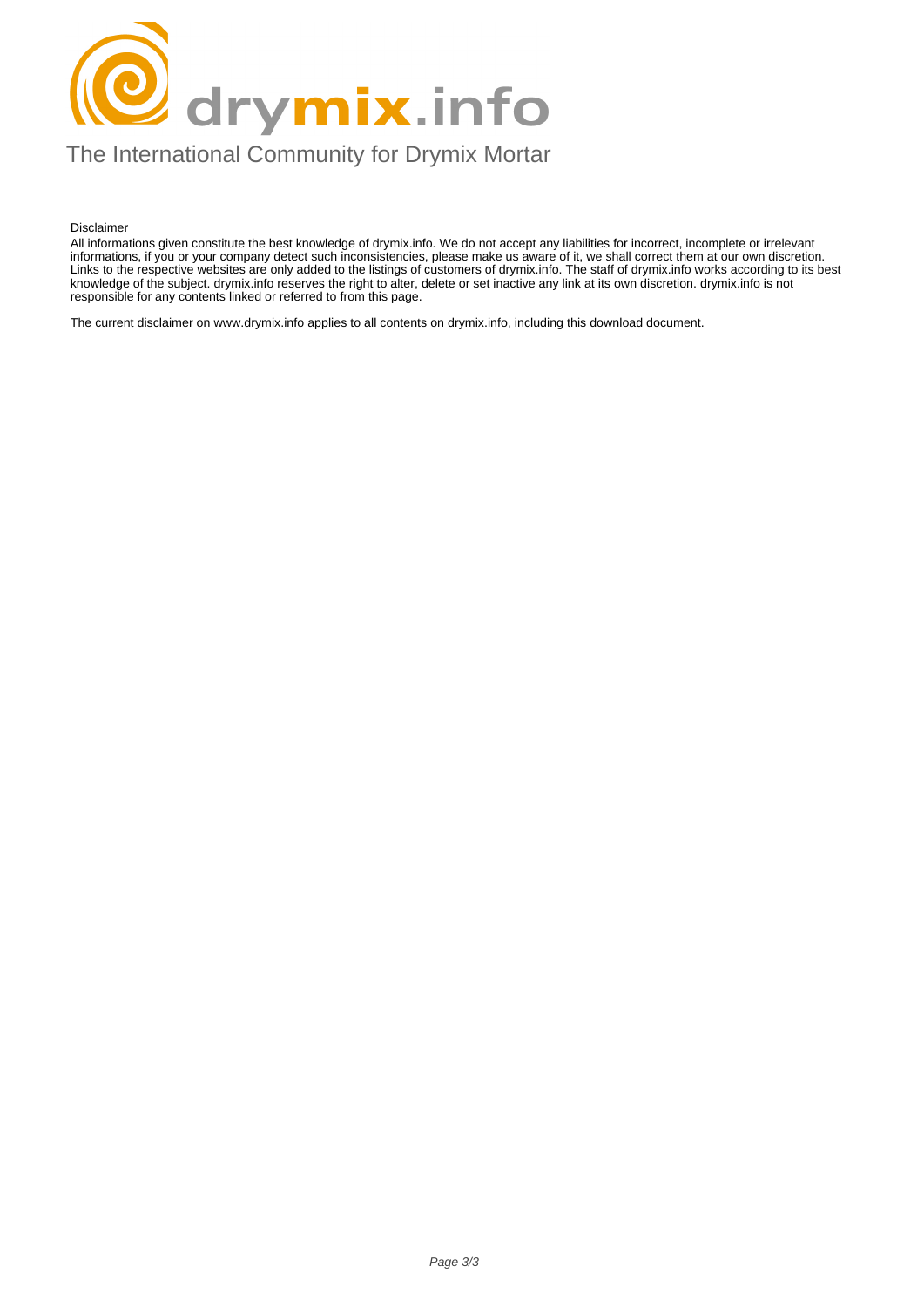# drymix.info

The International Community for Drymix Mortar

Disclaimer

All informations given constitute the best knowledge of drymix.info. We do not accept any liabilities for incorrect, incomplete or irrelevant informations, if you or your company detect such inconsistencies, please make us aware of it, we shall correct them at our own discretion. Links to the respective websites are only added to the listings of customers of drymix.info. The staff of drymix.info works according to its best knowledge of the subject. drymix.info reserves the right to alter, delete or set inactive any link at its own discretion. drymix.info is not responsible for any contents linked or referred to from this page.

The current disclaimer on www.drymix.info applies to all contents on drymix.info, including this download document.